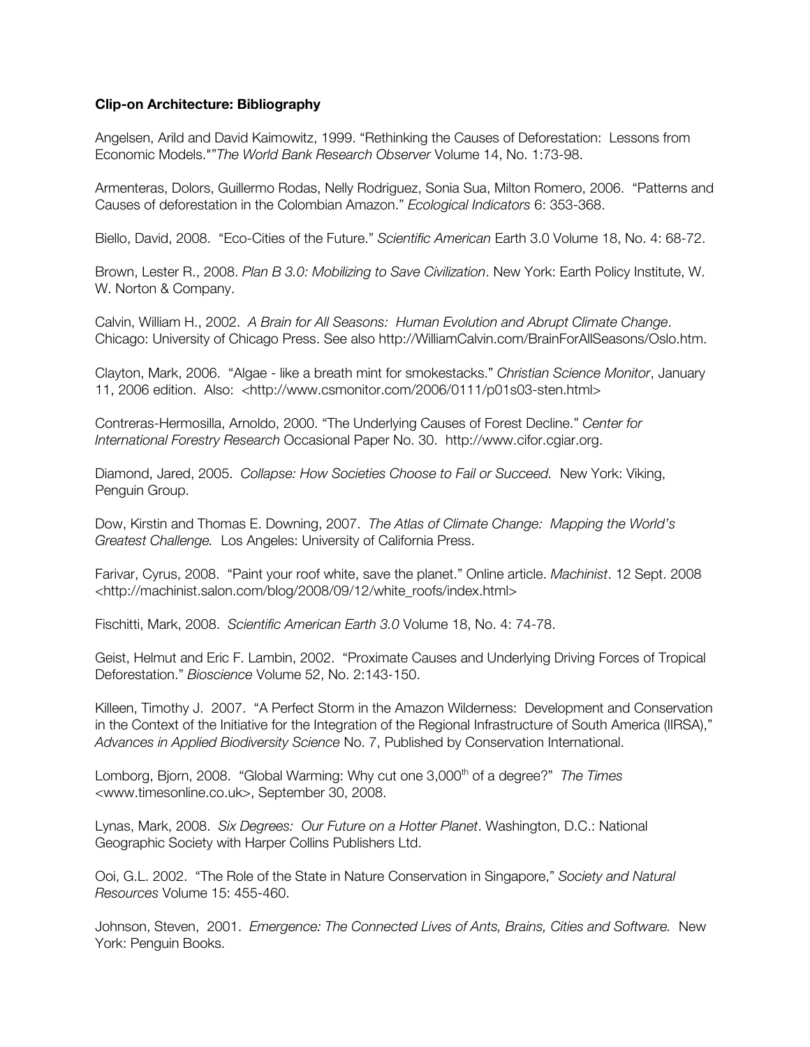**Clip-on Architecture: Bibliography**

Angelsen, Arild and David Kaimowitz, 1999. "Rethinking the Causes of Deforestation: Lessons from Economic Models."" *The World Bank Research Observer* Volume 14, No. 1:73-98.

Armenteras, Dolors, Guillermo Rodas, Nelly Rodriguez, Sonia Sua, Milton Romero, 2006. "Patterns and Causes of deforestation in the Colombian Amazon." *Ecological Indicators* 6: 353-368.

Biello, David, 2008. "Eco-Cities of the Future." *Scientific American* Earth 3.0 Volume 18, No. 4: 68-72.

Brown, Lester R., 2008. *Plan B 3.0: Mobilizing to Save Civilization*. New York: Earth Policy Institute, W. W. Norton & Company.

Calvin, William H., 2002. *A Brain for All Seasons: Human Evolution and Abrupt Climate Change*. Chicago: University of Chicago Press. See also http://WilliamCalvin.com/BrainForAllSeasons/Oslo.htm.

Clayton, Mark, 2006. "Algae - like a breath mint for smokestacks." *Christian Science Monitor*, January 11, 2006 edition. Also: <http://www.csmonitor.com/2006/0111/p01s03-sten.html>

Contreras-Hermosilla, Arnoldo, 2000. "The Underlying Causes of Forest Decline." *Center for International Forestry Research* Occasional Paper No. 30. http://www.cifor.cgiar.org.

Diamond, Jared, 2005. *Collapse: How Societies Choose to Fail or Succeed.* New York: Viking, Penguin Group.

Dow, Kirstin and Thomas E. Downing, 2007. *The Atlas of Climate Change: Mapping the World's Greatest Challenge.* Los Angeles: University of California Press.

Farivar, Cyrus, 2008. "Paint your roof white, save the planet." Online article. *Machinist*. 12 Sept. 2008 <http://machinist.salon.com/blog/2008/09/12/white_roofs/index.html>

Fischitti, Mark, 2008. *Scientific American Earth 3.0* Volume 18, No. 4: 74-78.

Geist, Helmut and Eric F. Lambin, 2002. "Proximate Causes and Underlying Driving Forces of Tropical Deforestation." *Bioscience* Volume 52, No. 2:143-150.

Killeen, Timothy J. 2007. "A Perfect Storm in the Amazon Wilderness: Development and Conservation in the Context of the Initiative for the Integration of the Regional Infrastructure of South America (IIRSA)," *Advances in Applied Biodiversity Science* No. 7, Published by Conservation International.

Lomborg, Bjorn, 2008. "Global Warming: Why cut one 3,000th of a degree?" *The Times* <www.timesonline.co.uk>, September 30, 2008.

Lynas, Mark, 2008. *Six Degrees: Our Future on a Hotter Planet*. Washington, D.C.: National Geographic Society with Harper Collins Publishers Ltd.

Ooi, G.L. 2002. "The Role of the State in Nature Conservation in Singapore," *Society and Natural Resources* Volume 15: 455-460.

Johnson, Steven, 2001. *Emergence: The Connected Lives of Ants, Brains, Cities and Software.* New York: Penguin Books.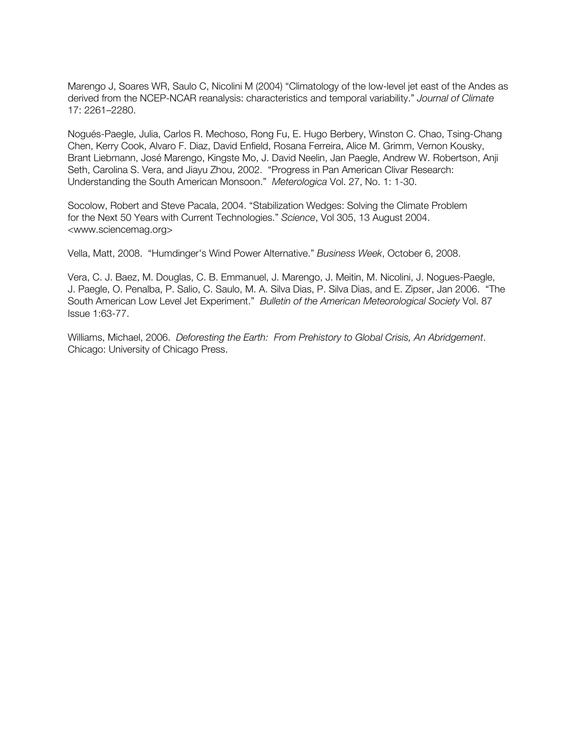Marengo J, Soares WR, Saulo C, Nicolini M (2004) "Climatology of the low-level jet east of the Andes as derived from the NCEP-NCAR reanalysis: characteristics and temporal variability." *Journal of Climate* 17: 2261–2280.

Nogués-Paegle, Julia, Carlos R. Mechoso, Rong Fu, E. Hugo Berbery, Winston C. Chao, Tsing-Chang Chen, Kerry Cook, Alvaro F. Diaz, David Enfield, Rosana Ferreira, Alice M. Grimm, Vernon Kousky, Brant Liebmann, José Marengo, Kingste Mo, J. David Neelin, Jan Paegle, Andrew W. Robertson, Anji Seth, Carolina S. Vera, and Jiayu Zhou, 2002. "Progress in Pan American Clivar Research: Understanding the South American Monsoon." *Meterologica* Vol. 27, No. 1: 1-30.

Socolow, Robert and Steve Pacala, 2004. "Stabilization Wedges: Solving the Climate Problem for the Next 50 Years with Current Technologies." *Science*, Vol 305, 13 August 2004. <www.sciencemag.org>

Vella, Matt, 2008. "Humdinger's Wind Power Alternative." *Business Week*, October 6, 2008.

Vera, C. J. Baez, M. Douglas, C. B. Emmanuel, J. Marengo, J. Meitin, M. Nicolini, J. Nogues-Paegle, J. Paegle, O. Penalba, P. Salio, C. Saulo, M. A. Silva Dias, P. Silva Dias, and E. Zipser, Jan 2006. "The South American Low Level Jet Experiment." *Bulletin of the American Meteorological Society* Vol. 87 Issue 1:63-77.

Williams, Michael, 2006. *Deforesting the Earth: From Prehistory to Global Crisis, An Abridgement*. Chicago: University of Chicago Press.